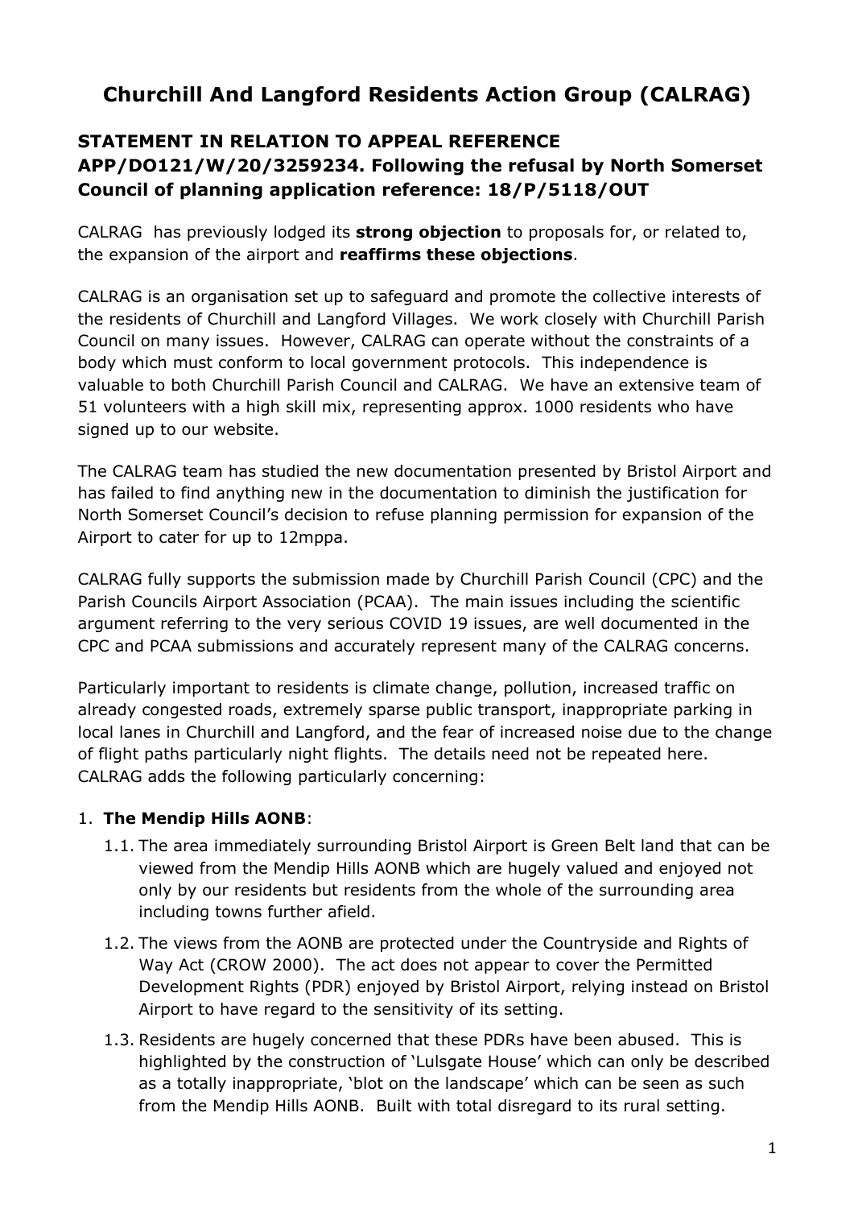# Churchill And Langford Residents Action Group (CALRAG)

## STATEMENT IN RELATION TO APPEAL REFERENCE APP/DO121/W/20/3259234. Following the refusal by North Somerset Council of planning application reference: 18/P/5118/OUT

CALRAG has previously lodged its **strong objection** to proposals for, or related to, the expansion of the airport and **reaffirms these objections**.

CALRAG is an organisation set up to safeguard and promote the collective interests of the residents of Churchill and Langford Villages. We work closely with Churchill Parish Council on many issues. However, CALRAG can operate without the constraints of a body which must conform to local government protocols. This independence is valuable to both Churchill Parish Council and CALRAG. We have an extensive team of 51 volunteers with a high skill mix, representing approx. 1000 residents who have signed up to our website.

The CALRAG team has studied the new documentation presented by Bristol Airport and has failed to find anything new in the documentation to diminish the justification for North Somerset Council's decision to refuse planning permission for expansion of the Airport to cater for up to 12mppa.

CALRAG fully supports the submission made by Churchill Parish Council (CPC) and the Parish Councils Airport Association (PCAA). The main issues including the scientific argument referring to the very serious COVID 19 issues, are well documented in the CPC and PCAA submissions and accurately represent many of the CALRAG concerns.

Particularly important to residents is climate change, pollution, increased traffic on already congested roads, extremely sparse public transport, inappropriate parking in local lanes in Churchill and Langford, and the fear of increased noise due to the change of flight paths particularly night flights. The details need not be repeated here. CALRAG adds the following particularly concerning:

1. **The Mendip Hills AONB**:
   - 1.1. The area immediately surrounding Bristol Airport is Green Belt land that can be viewed from the Mendip Hills AONB which are hugely valued and enjoyed not only by our residents but residents from the whole of the surrounding area including towns further afield.
   - 1.2. The views from the AONB are protected under the Countryside and Rights of Way Act (CROW 2000). The act does not appear to cover the Permitted Development Rights (PDR) enjoyed by Bristol Airport, relying instead on Bristol Airport to have regard to the sensitivity of its setting.
   - 1.3. Residents are hugely concerned that these PDRs have been abused. This is highlighted by the construction of 'Lulsgate House' which can only be described as a totally inappropriate, 'blot on the landscape' which can be seen as such from the Mendip Hills AONB. Built with total disregard to its rural setting.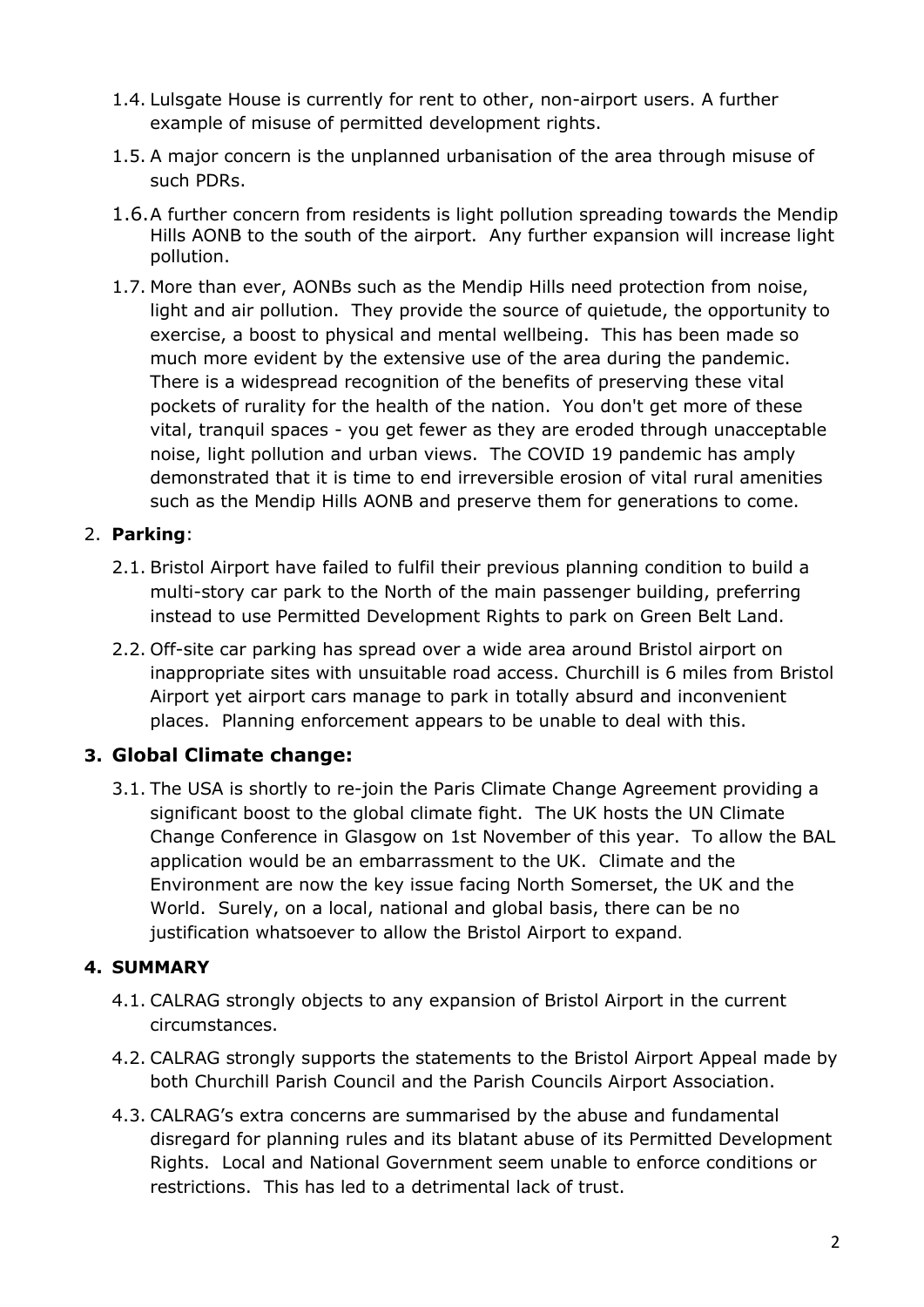1.4. Lulsgate House is currently for rent to other, non-airport users. A further example of misuse of permitted development rights.

1.5. A major concern is the unplanned urbanisation of the area through misuse of such PDRs.

1.6. A further concern from residents is light pollution spreading towards the Mendip Hills AONB to the south of the airport. Any further expansion will increase light pollution.

1.7. More than ever, AONBs such as the Mendip Hills need protection from noise, light and air pollution. They provide the source of quietude, the opportunity to exercise, a boost to physical and mental wellbeing. This has been made so much more evident by the extensive use of the area during the pandemic. There is a widespread recognition of the benefits of preserving these vital pockets of rurality for the health of the nation. You don't get more of these vital, tranquil spaces - you get fewer as they are eroded through unacceptable noise, light pollution and urban views. The COVID 19 pandemic has amply demonstrated that it is time to end irreversible erosion of vital rural amenities such as the Mendip Hills AONB and preserve them for generations to come.

2. **Parking**:

2.1. Bristol Airport have failed to fulfil their previous planning condition to build a multi-story car park to the North of the main passenger building, preferring instead to use Permitted Development Rights to park on Green Belt Land.

2.2. Off-site car parking has spread over a wide area around Bristol airport on inappropriate sites with unsuitable road access. Churchill is 6 miles from Bristol Airport yet airport cars manage to park in totally absurd and inconvenient places. Planning enforcement appears to be unable to deal with this.

## 3. Global Climate change:

3.1. The USA is shortly to re-join the Paris Climate Change Agreement providing a significant boost to the global climate fight. The UK hosts the UN Climate Change Conference in Glasgow on 1st November of this year. To allow the BAL application would be an embarrassment to the UK. Climate and the Environment are now the key issue facing North Somerset, the UK and the World. Surely, on a local, national and global basis, there can be no justification whatsoever to allow the Bristol Airport to expand.

## 4. SUMMARY

4.1. CALRAG strongly objects to any expansion of Bristol Airport in the current circumstances.

4.2. CALRAG strongly supports the statements to the Bristol Airport Appeal made by both Churchill Parish Council and the Parish Councils Airport Association.

4.3. CALRAG's extra concerns are summarised by the abuse and fundamental disregard for planning rules and its blatant abuse of its Permitted Development Rights. Local and National Government seem unable to enforce conditions or restrictions. This has led to a detrimental lack of trust.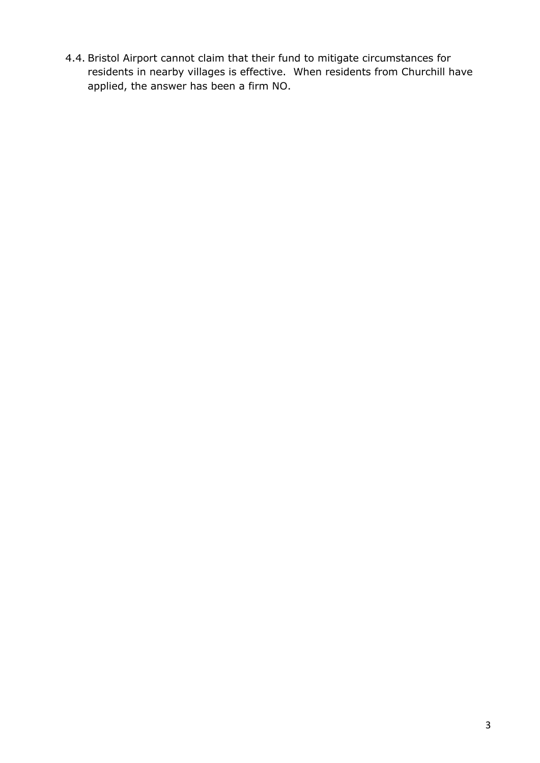4.4. Bristol Airport cannot claim that their fund to mitigate circumstances for residents in nearby villages is effective. When residents from Churchill have applied, the answer has been a firm NO.